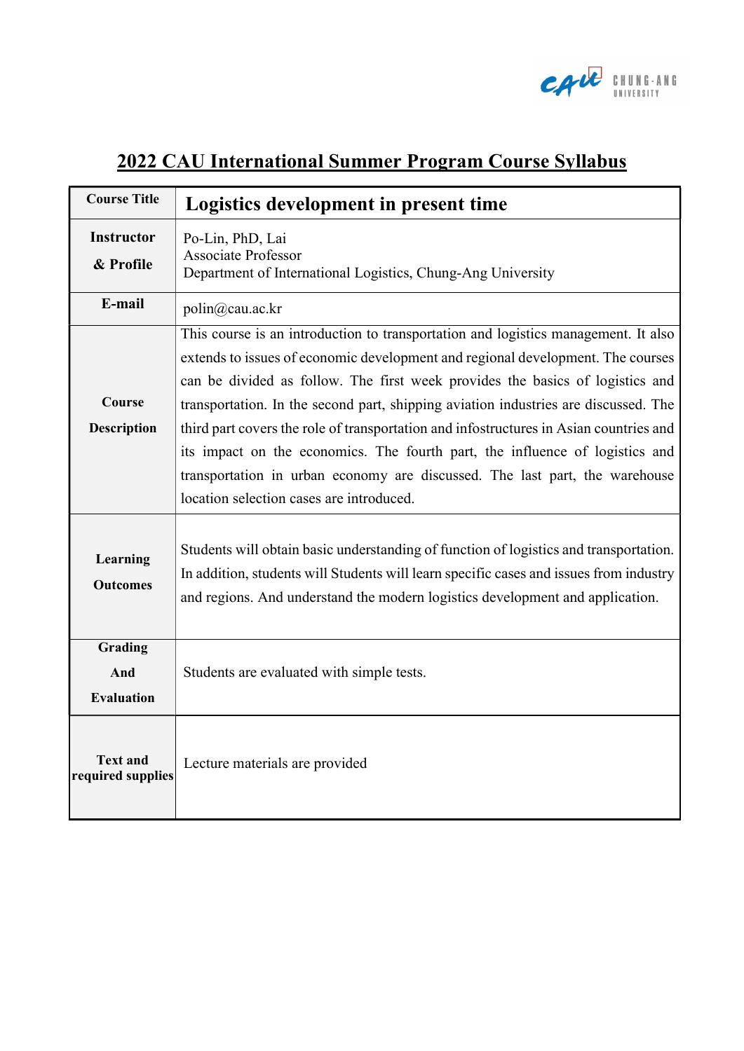# 2022 CAU International Summer Program Course Syllabus

| Course Title | Logistics development in present time |
|---|---|
| Instructor & Profile | Po-Lin, PhD, Lai<br>Associate Professor<br>Department of International Logistics, Chung-Ang University |
| E-mail | polin@cau.ac.kr |
| Course Description | This course is an introduction to transportation and logistics management. It also extends to issues of economic development and regional development. The courses can be divided as follow. The first week provides the basics of logistics and transportation. In the second part, shipping aviation industries are discussed. The third part covers the role of transportation and infostructures in Asian countries and its impact on the economics. The fourth part, the influence of logistics and transportation in urban economy are discussed. The last part, the warehouse location selection cases are introduced. |
| Learning Outcomes | Students will obtain basic understanding of function of logistics and transportation. In addition, students will Students will learn specific cases and issues from industry and regions. And understand the modern logistics development and application. |
| Grading And Evaluation | Students are evaluated with simple tests. |
| Text and required supplies | Lecture materials are provided |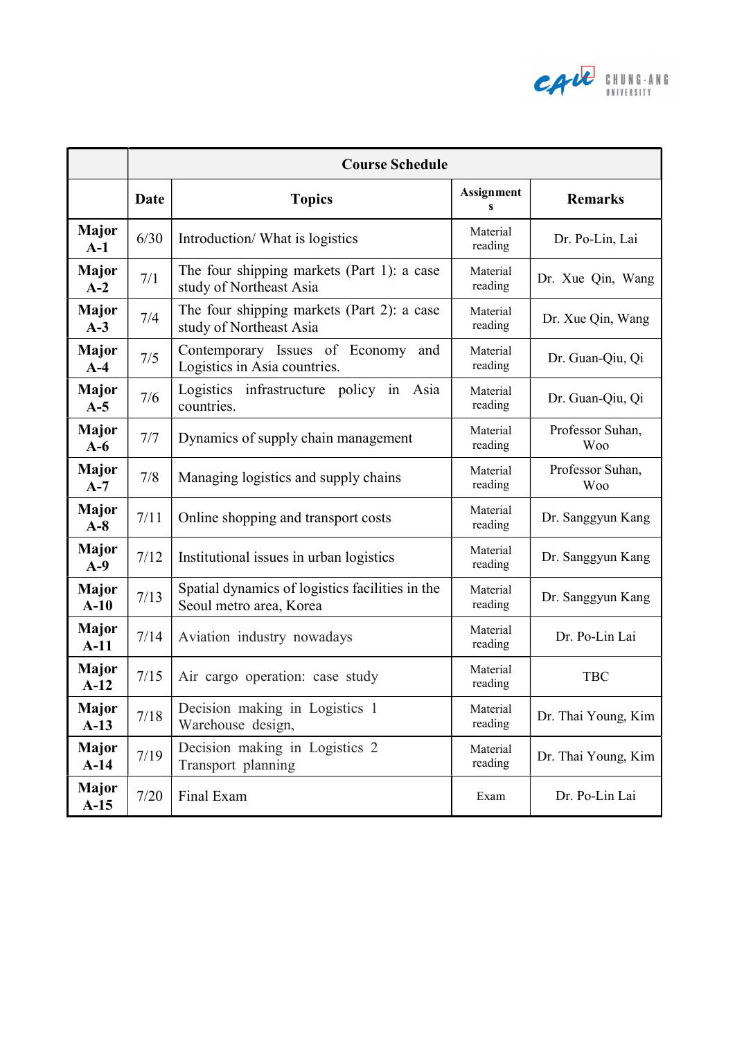| | Course Schedule | | | |
|---|---|---|---|---|
| | **Date** | **Topics** | **Assignments** | **Remarks** |
| **Major A-1** | 6/30 | Introduction/ What is logistics | Material reading | Dr. Po-Lin, Lai |
| **Major A-2** | 7/1 | The four shipping markets (Part 1): a case study of Northeast Asia | Material reading | Dr. Xue Qin, Wang |
| **Major A-3** | 7/4 | The four shipping markets (Part 2): a case study of Northeast Asia | Material reading | Dr. Xue Qin, Wang |
| **Major A-4** | 7/5 | Contemporary Issues of Economy and Logistics in Asia countries. | Material reading | Dr. Guan-Qiu, Qi |
| **Major A-5** | 7/6 | Logistics infrastructure policy in Asia countries. | Material reading | Dr. Guan-Qiu, Qi |
| **Major A-6** | 7/7 | Dynamics of supply chain management | Material reading | Professor Suhan, Woo |
| **Major A-7** | 7/8 | Managing logistics and supply chains | Material reading | Professor Suhan, Woo |
| **Major A-8** | 7/11 | Online shopping and transport costs | Material reading | Dr. Sanggyun Kang |
| **Major A-9** | 7/12 | Institutional issues in urban logistics | Material reading | Dr. Sanggyun Kang |
| **Major A-10** | 7/13 | Spatial dynamics of logistics facilities in the Seoul metro area, Korea | Material reading | Dr. Sanggyun Kang |
| **Major A-11** | 7/14 | Aviation industry nowadays | Material reading | Dr. Po-Lin Lai |
| **Major A-12** | 7/15 | Air cargo operation: case study | Material reading | TBC |
| **Major A-13** | 7/18 | Decision making in Logistics 1 Warehouse design, | Material reading | Dr. Thai Young, Kim |
| **Major A-14** | 7/19 | Decision making in Logistics 2 Transport planning | Material reading | Dr. Thai Young, Kim |
| **Major A-15** | 7/20 | Final Exam | Exam | Dr. Po-Lin Lai |